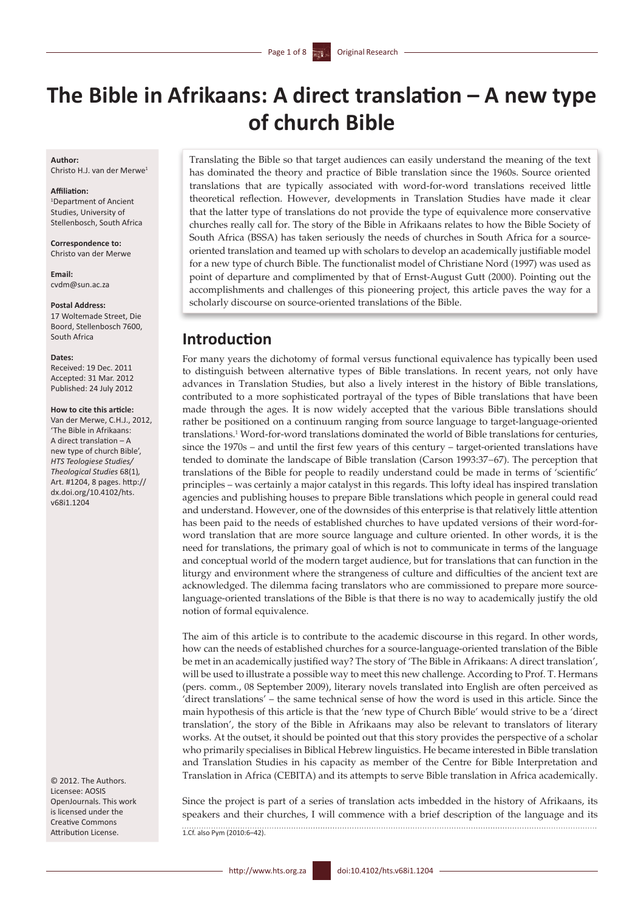# The Bible in Afrikaans: A direct translation – A new type of church Bible

**Author:**
Christo H.J. van der Merwe[1]

**Affiliation:**
[1]Department of Ancient Studies, University of Stellenbosch, South Africa

**Correspondence to:**
Christo van der Merwe

**Email:**
cvdm@sun.ac.za

**Postal Address:**
17 Woltemade Street, Die Boord, Stellenbosch 7600, South Africa

**Dates:**
Received: 19 Dec. 2011
Accepted: 31 Mar. 2012
Published: 24 July 2012

**How to cite this article:**
Van der Merwe, C.H.J., 2012, 'The Bible in Afrikaans: A direct translation – A new type of church Bible', *HTS Teologiese Studies/Theological Studies* 68(1), Art. #1204, 8 pages. http://dx.doi.org/10.4102/hts.v68i1.1204

© 2012. The Authors. Licensee: AOSIS OpenJournals. This work is licensed under the Creative Commons Attribution License.

Translating the Bible so that target audiences can easily understand the meaning of the text has dominated the theory and practice of Bible translation since the 1960s. Source oriented translations that are typically associated with word-for-word translations received little theoretical reflection. However, developments in Translation Studies have made it clear that the latter type of translations do not provide the type of equivalence more conservative churches really call for. The story of the Bible in Afrikaans relates to how the Bible Society of South Africa (BSSA) has taken seriously the needs of churches in South Africa for a source-oriented translation and teamed up with scholars to develop an academically justifiable model for a new type of church Bible. The functionalist model of Christiane Nord (1997) was used as point of departure and complimented by that of Ernst-August Gutt (2000). Pointing out the accomplishments and challenges of this pioneering project, this article paves the way for a scholarly discourse on source-oriented translations of the Bible.

## Introduction

For many years the dichotomy of formal versus functional equivalence has typically been used to distinguish between alternative types of Bible translations. In recent years, not only have advances in Translation Studies, but also a lively interest in the history of Bible translations, contributed to a more sophisticated portrayal of the types of Bible translations that have been made through the ages. It is now widely accepted that the various Bible translations should rather be positioned on a continuum ranging from source language to target-language-oriented translations.[1] Word-for-word translations dominated the world of Bible translations for centuries, since the 1970s – and until the first few years of this century – target-oriented translations have tended to dominate the landscape of Bible translation (Carson 1993:37–67). The perception that translations of the Bible for people to readily understand could be made in terms of 'scientific' principles – was certainly a major catalyst in this regards. This lofty ideal has inspired translation agencies and publishing houses to prepare Bible translations which people in general could read and understand. However, one of the downsides of this enterprise is that relatively little attention has been paid to the needs of established churches to have updated versions of their word-for-word translation that are more source language and culture oriented. In other words, it is the need for translations, the primary goal of which is not to communicate in terms of the language and conceptual world of the modern target audience, but for translations that can function in the liturgy and environment where the strangeness of culture and difficulties of the ancient text are acknowledged. The dilemma facing translators who are commissioned to prepare more source-language-oriented translations of the Bible is that there is no way to academically justify the old notion of formal equivalence.

The aim of this article is to contribute to the academic discourse in this regard. In other words, how can the needs of established churches for a source-language-oriented translation of the Bible be met in an academically justified way? The story of 'The Bible in Afrikaans: A direct translation', will be used to illustrate a possible way to meet this new challenge. According to Prof. T. Hermans (pers. comm., 08 September 2009), literary novels translated into English are often perceived as 'direct translations' – the same technical sense of how the word is used in this article. Since the main hypothesis of this article is that the 'new type of Church Bible' would strive to be a 'direct translation', the story of the Bible in Afrikaans may also be relevant to translators of literary works. At the outset, it should be pointed out that this story provides the perspective of a scholar who primarily specialises in Biblical Hebrew linguistics. He became interested in Bible translation and Translation Studies in his capacity as member of the Centre for Bible Interpretation and Translation in Africa (CEBITA) and its attempts to serve Bible translation in Africa academically.

Since the project is part of a series of translation acts imbedded in the history of Afrikaans, its speakers and their churches, I will commence with a brief description of the language and its

1.Cf. also Pym (2010:6–42).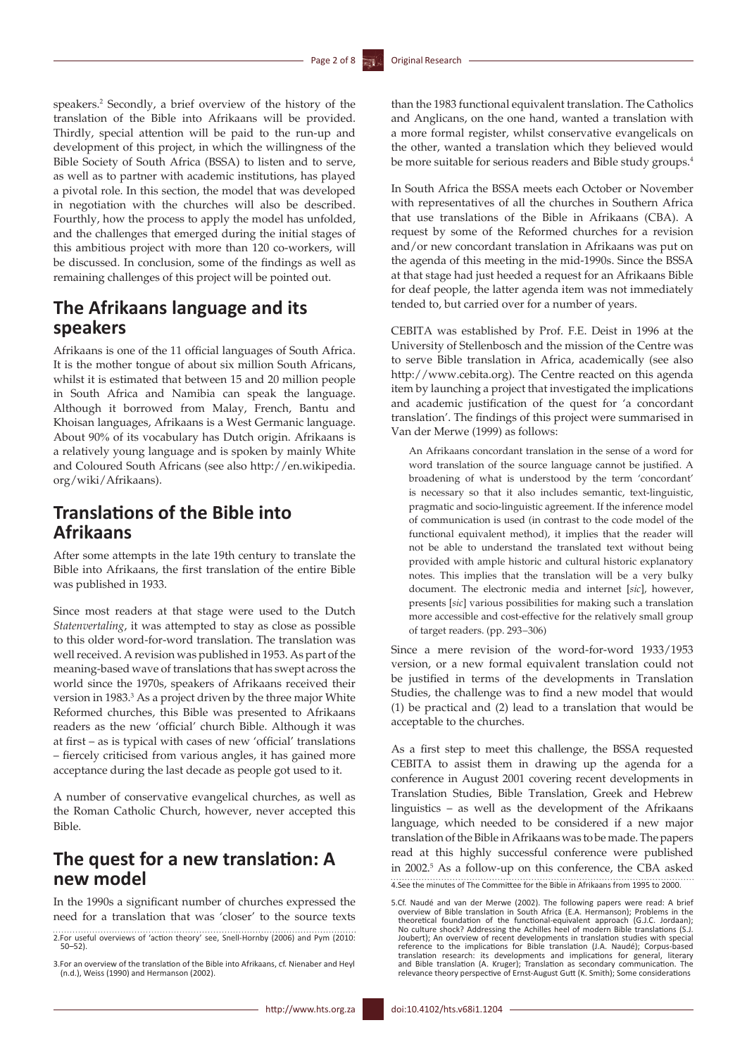speakers.[2] Secondly, a brief overview of the history of the translation of the Bible into Afrikaans will be provided. Thirdly, special attention will be paid to the run-up and development of this project, in which the willingness of the Bible Society of South Africa (BSSA) to listen and to serve, as well as to partner with academic institutions, has played a pivotal role. In this section, the model that was developed in negotiation with the churches will also be described. Fourthly, how the process to apply the model has unfolded, and the challenges that emerged during the initial stages of this ambitious project with more than 120 co-workers, will be discussed. In conclusion, some of the findings as well as remaining challenges of this project will be pointed out.

## The Afrikaans language and its speakers

Afrikaans is one of the 11 official languages of South Africa. It is the mother tongue of about six million South Africans, whilst it is estimated that between 15 and 20 million people in South Africa and Namibia can speak the language. Although it borrowed from Malay, French, Bantu and Khoisan languages, Afrikaans is a West Germanic language. About 90% of its vocabulary has Dutch origin. Afrikaans is a relatively young language and is spoken by mainly White and Coloured South Africans (see also http://en.wikipedia.org/wiki/Afrikaans).

## Translations of the Bible into Afrikaans

After some attempts in the late 19th century to translate the Bible into Afrikaans, the first translation of the entire Bible was published in 1933.

Since most readers at that stage were used to the Dutch *Statenvertaling*, it was attempted to stay as close as possible to this older word-for-word translation. The translation was well received. A revision was published in 1953. As part of the meaning-based wave of translations that has swept across the world since the 1970s, speakers of Afrikaans received their version in 1983.[3] As a project driven by the three major White Reformed churches, this Bible was presented to Afrikaans readers as the new 'official' church Bible. Although it was at first – as is typical with cases of new 'official' translations – fiercely criticised from various angles, it has gained more acceptance during the last decade as people got used to it.

A number of conservative evangelical churches, as well as the Roman Catholic Church, however, never accepted this Bible.

## The quest for a new translation: A new model

In the 1990s a significant number of churches expressed the need for a translation that was 'closer' to the source texts than the 1983 functional equivalent translation. The Catholics and Anglicans, on the one hand, wanted a translation with a more formal register, whilst conservative evangelicals on the other, wanted a translation which they believed would be more suitable for serious readers and Bible study groups.[4]

In South Africa the BSSA meets each October or November with representatives of all the churches in Southern Africa that use translations of the Bible in Afrikaans (CBA). A request by some of the Reformed churches for a revision and/or new concordant translation in Afrikaans was put on the agenda of this meeting in the mid-1990s. Since the BSSA at that stage had just heeded a request for an Afrikaans Bible for deaf people, the latter agenda item was not immediately tended to, but carried over for a number of years.

CEBITA was established by Prof. F.E. Deist in 1996 at the University of Stellenbosch and the mission of the Centre was to serve Bible translation in Africa, academically (see also http://www.cebita.org). The Centre reacted on this agenda item by launching a project that investigated the implications and academic justification of the quest for 'a concordant translation'. The findings of this project were summarised in Van der Merwe (1999) as follows:

> An Afrikaans concordant translation in the sense of a word for word translation of the source language cannot be justified. A broadening of what is understood by the term 'concordant' is necessary so that it also includes semantic, text-linguistic, pragmatic and socio-linguistic agreement. If the inference model of communication is used (in contrast to the code model of the functional equivalent method), it implies that the reader will not be able to understand the translated text without being provided with ample historic and cultural historic explanatory notes. This implies that the translation will be a very bulky document. The electronic media and internet [*sic*], however, presents [*sic*] various possibilities for making such a translation more accessible and cost-effective for the relatively small group of target readers. (pp. 293–306)

Since a mere revision of the word-for-word 1933/1953 version, or a new formal equivalent translation could not be justified in terms of the developments in Translation Studies, the challenge was to find a new model that would (1) be practical and (2) lead to a translation that would be acceptable to the churches.

As a first step to meet this challenge, the BSSA requested CEBITA to assist them in drawing up the agenda for a conference in August 2001 covering recent developments in Translation Studies, Bible Translation, Greek and Hebrew linguistics – as well as the development of the Afrikaans language, which needed to be considered if a new major translation of the Bible in Afrikaans was to be made. The papers read at this highly successful conference were published in 2002.[5] As a follow-up on this conference, the CBA asked

---

2. For useful overviews of 'action theory' see, Snell-Hornby (2006) and Pym (2010: 50–52).

3. For an overview of the translation of the Bible into Afrikaans, cf. Nienaber and Heyl (n.d.), Weiss (1990) and Hermanson (2002).

4. See the minutes of The Committee for the Bible in Afrikaans from 1995 to 2000.

5. Cf. Naudé and van der Merwe (2002). The following papers were read: A brief overview of Bible translation in South Africa (E.A. Hermanson); Problems in the theoretical foundation of the functional-equivalent approach (G.J.C. Jordaan); No culture shock? Addressing the Achilles heel of modern Bible translations (S.J. Joubert); An overview of recent developments in translation studies with special reference to the implications for Bible translation (J.A. Naudé); Corpus-based translation research: its developments and implications for general, literary and Bible translation (A. Kruger); Translation as secondary communication. The relevance theory perspective of Ernst-August Gutt (K. Smith); Some considerations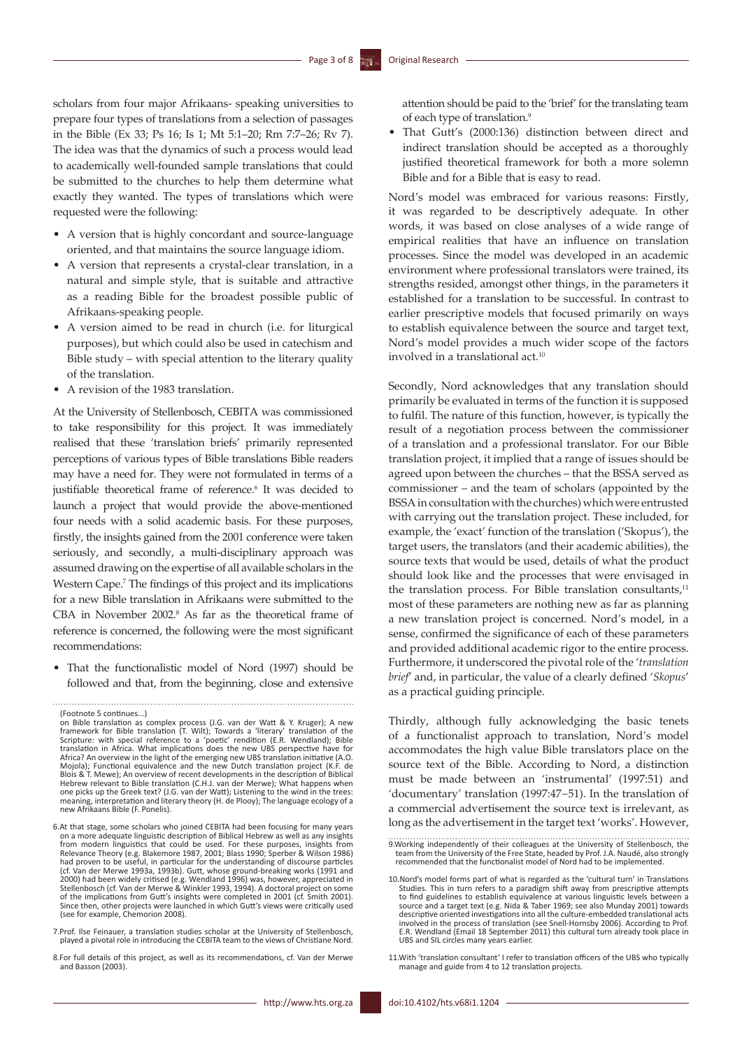scholars from four major Afrikaans- speaking universities to prepare four types of translations from a selection of passages in the Bible (Ex 33; Ps 16; Is 1; Mt 5:1–20; Rm 7:7–26; Rv 7). The idea was that the dynamics of such a process would lead to academically well-founded sample translations that could be submitted to the churches to help them determine what exactly they wanted. The types of translations which were requested were the following:

- A version that is highly concordant and source-language oriented, and that maintains the source language idiom.
- A version that represents a crystal-clear translation, in a natural and simple style, that is suitable and attractive as a reading Bible for the broadest possible public of Afrikaans-speaking people.
- A version aimed to be read in church (i.e. for liturgical purposes), but which could also be used in catechism and Bible study – with special attention to the literary quality of the translation.
- A revision of the 1983 translation.

At the University of Stellenbosch, CEBITA was commissioned to take responsibility for this project. It was immediately realised that these 'translation briefs' primarily represented perceptions of various types of Bible translations Bible readers may have a need for. They were not formulated in terms of a justifiable theoretical frame of reference.[6] It was decided to launch a project that would provide the above-mentioned four needs with a solid academic basis. For these purposes, firstly, the insights gained from the 2001 conference were taken seriously, and secondly, a multi-disciplinary approach was assumed drawing on the expertise of all available scholars in the Western Cape.[7] The findings of this project and its implications for a new Bible translation in Afrikaans were submitted to the CBA in November 2002.[8] As far as the theoretical frame of reference is concerned, the following were the most significant recommendations:

- That the functionalistic model of Nord (1997) should be followed and that, from the beginning, close and extensive attention should be paid to the 'brief' for the translating team of each type of translation.[9]
- That Gutt's (2000:136) distinction between direct and indirect translation should be accepted as a thoroughly justified theoretical framework for both a more solemn Bible and for a Bible that is easy to read.

Nord's model was embraced for various reasons: Firstly, it was regarded to be descriptively adequate. In other words, it was based on close analyses of a wide range of empirical realities that have an influence on translation processes. Since the model was developed in an academic environment where professional translators were trained, its strengths resided, amongst other things, in the parameters it established for a translation to be successful. In contrast to earlier prescriptive models that focused primarily on ways to establish equivalence between the source and target text, Nord's model provides a much wider scope of the factors involved in a translational act.[10]

Secondly, Nord acknowledges that any translation should primarily be evaluated in terms of the function it is supposed to fulfil. The nature of this function, however, is typically the result of a negotiation process between the commissioner of a translation and a professional translator. For our Bible translation project, it implied that a range of issues should be agreed upon between the churches – that the BSSA served as commissioner – and the team of scholars (appointed by the BSSA in consultation with the churches) which were entrusted with carrying out the translation project. These included, for example, the 'exact' function of the translation ('Skopus'), the target users, the translators (and their academic abilities), the source texts that would be used, details of what the product should look like and the processes that were envisaged in the translation process. For Bible translation consultants,[11] most of these parameters are nothing new as far as planning a new translation project is concerned. Nord's model, in a sense, confirmed the significance of each of these parameters and provided additional academic rigor to the entire process. Furthermore, it underscored the pivotal role of the '*translation brief*' and, in particular, the value of a clearly defined '*Skopus*' as a practical guiding principle.

Thirdly, although fully acknowledging the basic tenets of a functionalist approach to translation, Nord's model accommodates the high value Bible translators place on the source text of the Bible. According to Nord, a distinction must be made between an 'instrumental' (1997:51) and 'documentary' translation (1997:47–51). In the translation of a commercial advertisement the source text is irrelevant, as long as the advertisement in the target text 'works'. However,

---

(Footnote 5 continues...)
on Bible translation as complex process (J.G. van der Watt & Y. Kruger); A new framework for Bible translation (T. Wilt); Towards a 'literary' translation of the Scripture: with special reference to a 'poetic' rendition (E.R. Wendland); Bible translation in Africa. What implications does the new UBS perspective have for Africa? An overview in the light of the emerging new UBS translation initiative (A.O. Mojola); Functional equivalence and the new Dutch translation project (K.F. de Blois & T. Mewe); An overview of recent developments in the description of Biblical Hebrew relevant to Bible translation (C.H.J. van der Merwe); What happens when one picks up the Greek text? (J.G. van der Watt); Listening to the wind in the trees: meaning, interpretation and literary theory (H. de Plooy); The language ecology of a new Afrikaans Bible (F. Ponelis).

6. At that stage, some scholars who joined CEBITA had been focusing for many years on a more adequate linguistic description of Biblical Hebrew as well as any insights from modern linguistics that could be used. For these purposes, insights from Relevance Theory (e.g. Blakemore 1987, 2001; Blass 1990; Sperber & Wilson 1986) had proven to be useful, in particular for the understanding of discourse particles (cf. Van der Merwe 1993a, 1993b). Gutt, whose ground-breaking works (1991 and 2000) had been widely critised (e.g. Wendland 1996) was, however, appreciated in Stellenbosch (cf. Van der Merwe & Winkler 1993, 1994). A doctoral project on some of the implications from Gutt's insights were completed in 2001 (cf. Smith 2001). Since then, other projects were launched in which Gutt's views were critically used (see for example, Chemorion 2008).

7. Prof. Ilse Feinauer, a translation studies scholar at the University of Stellenbosch, played a pivotal role in introducing the CEBITA team to the views of Christiane Nord.

8. For full details of this project, as well as its recommendations, cf. Van der Merwe and Basson (2003).

9. Working independently of their colleagues at the University of Stellenbosch, the team from the University of the Free State, headed by Prof. J.A. Naudé, also strongly recommended that the functionalist model of Nord had to be implemented.

10. Nord's model forms part of what is regarded as the 'cultural turn' in Translations Studies. This in turn refers to a paradigm shift away from prescriptive attempts to find guidelines to establish equivalence at various linguistic levels between a source and a target text (e.g. Nida & Taber 1969; see also Munday 2001) towards descriptive oriented investigations into all the culture-embedded translational acts involved in the process of translation (see Snell-Hornsby 2006). According to Prof. E.R. Wendland (Email 18 September 2011) this cultural turn already took place in UBS and SIL circles many years earlier.

11. With 'translation consultant' I refer to translation officers of the UBS who typically manage and guide from 4 to 12 translation projects.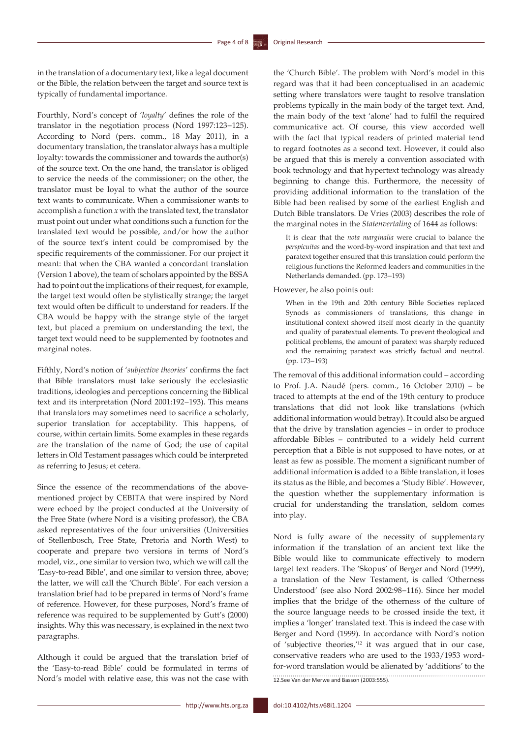in the translation of a documentary text, like a legal document or the Bible, the relation between the target and source text is typically of fundamental importance.

Fourthly, Nord's concept of '*loyalty*' defines the role of the translator in the negotiation process (Nord 1997:123–125). According to Nord (pers. comm., 18 May 2011), in a documentary translation, the translator always has a multiple loyalty: towards the commissioner and towards the author(s) of the source text. On the one hand, the translator is obliged to service the needs of the commissioner; on the other, the translator must be loyal to what the author of the source text wants to communicate. When a commissioner wants to accomplish a function *x* with the translated text, the translator must point out under what conditions such a function for the translated text would be possible, and/or how the author of the source text's intent could be compromised by the specific requirements of the commissioner. For our project it meant: that when the CBA wanted a concordant translation (Version 1 above), the team of scholars appointed by the BSSA had to point out the implications of their request, for example, the target text would often be stylistically strange; the target text would often be difficult to understand for readers. If the CBA would be happy with the strange style of the target text, but placed a premium on understanding the text, the target text would need to be supplemented by footnotes and marginal notes.

Fifthly, Nord's notion of '*subjective theories*' confirms the fact that Bible translators must take seriously the ecclesiastic traditions, ideologies and perceptions concerning the Biblical text and its interpretation (Nord 2001:192–193). This means that translators may sometimes need to sacrifice a scholarly, superior translation for acceptability. This happens, of course, within certain limits. Some examples in these regards are the translation of the name of God; the use of capital letters in Old Testament passages which could be interpreted as referring to Jesus; et cetera.

Since the essence of the recommendations of the above-mentioned project by CEBITA that were inspired by Nord were echoed by the project conducted at the University of the Free State (where Nord is a visiting professor), the CBA asked representatives of the four universities (Universities of Stellenbosch, Free State, Pretoria and North West) to cooperate and prepare two versions in terms of Nord's model, viz., one similar to version two, which we will call the 'Easy-to-read Bible', and one similar to version three, above; the latter, we will call the 'Church Bible'. For each version a translation brief had to be prepared in terms of Nord's frame of reference. However, for these purposes, Nord's frame of reference was required to be supplemented by Gutt's (2000) insights. Why this was necessary, is explained in the next two paragraphs.

Although it could be argued that the translation brief of the 'Easy-to-read Bible' could be formulated in terms of Nord's model with relative ease, this was not the case with the 'Church Bible'. The problem with Nord's model in this regard was that it had been conceptualised in an academic setting where translators were taught to resolve translation problems typically in the main body of the target text. And, the main body of the text 'alone' had to fulfil the required communicative act. Of course, this view accorded well with the fact that typical readers of printed material tend to regard footnotes as a second text. However, it could also be argued that this is merely a convention associated with book technology and that hypertext technology was already beginning to change this. Furthermore, the necessity of providing additional information to the translation of the Bible had been realised by some of the earliest English and Dutch Bible translators. De Vries (2003) describes the role of the marginal notes in the *Statenvertaling* of 1644 as follows:

> It is clear that the *nota marginalia* were crucial to balance the *perspicuitas* and the word-by-word inspiration and that text and paratext together ensured that this translation could perform the religious functions the Reformed leaders and communities in the Netherlands demanded. (pp. 173–193)

However, he also points out:

> When in the 19th and 20th century Bible Societies replaced Synods as commissioners of translations, this change in institutional context showed itself most clearly in the quantity and quality of paratextual elements. To prevent theological and political problems, the amount of paratext was sharply reduced and the remaining paratext was strictly factual and neutral. (pp. 173–193)

The removal of this additional information could – according to Prof. J.A. Naudé (pers. comm., 16 October 2010) – be traced to attempts at the end of the 19th century to produce translations that did not look like translations (which additional information would betray). It could also be argued that the drive by translation agencies – in order to produce affordable Bibles – contributed to a widely held current perception that a Bible is not supposed to have notes, or at least as few as possible. The moment a significant number of additional information is added to a Bible translation, it loses its status as the Bible, and becomes a 'Study Bible'. However, the question whether the supplementary information is crucial for understanding the translation, seldom comes into play.

Nord is fully aware of the necessity of supplementary information if the translation of an ancient text like the Bible would like to communicate effectively to modern target text readers. The 'Skopus' of Berger and Nord (1999), a translation of the New Testament, is called 'Otherness Understood' (see also Nord 2002:98–116). Since her model implies that the bridge of the otherness of the culture of the source language needs to be crossed inside the text, it implies a 'longer' translated text. This is indeed the case with Berger and Nord (1999). In accordance with Nord's notion of 'subjective theories,'[12] it was argued that in our case, conservative readers who are used to the 1933/1953 word-for-word translation would be alienated by 'additions' to the

12. See Van der Merwe and Basson (2003:555).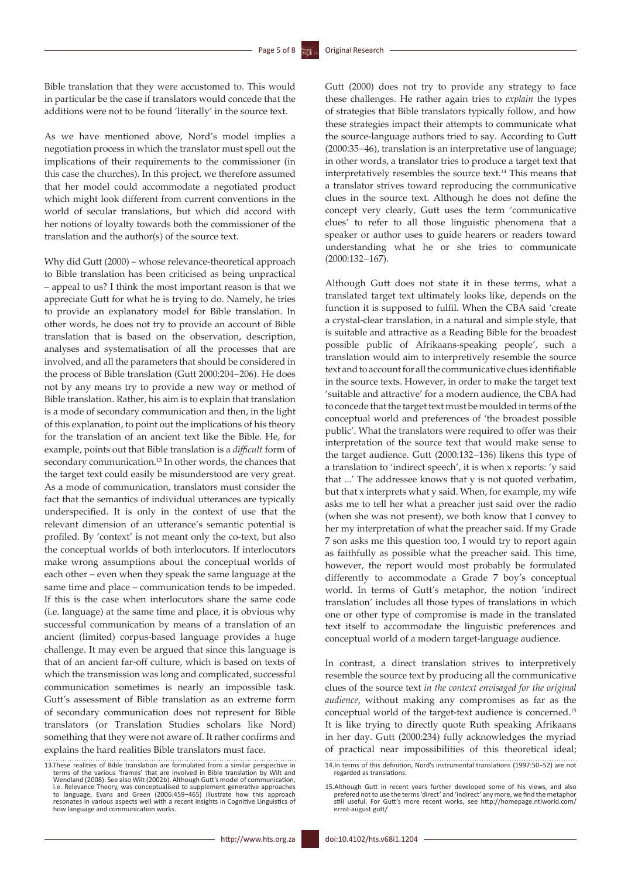Bible translation that they were accustomed to. This would in particular be the case if translators would concede that the additions were not to be found 'literally' in the source text.

As we have mentioned above, Nord's model implies a negotiation process in which the translator must spell out the implications of their requirements to the commissioner (in this case the churches). In this project, we therefore assumed that her model could accommodate a negotiated product which might look different from current conventions in the world of secular translations, but which did accord with her notions of loyalty towards both the commissioner of the translation and the author(s) of the source text.

Why did Gutt (2000) – whose relevance-theoretical approach to Bible translation has been criticised as being unpractical – appeal to us? I think the most important reason is that we appreciate Gutt for what he is trying to do. Namely, he tries to provide an explanatory model for Bible translation. In other words, he does not try to provide an account of Bible translation that is based on the observation, description, analyses and systematisation of all the processes that are involved, and all the parameters that should be considered in the process of Bible translation (Gutt 2000:204−206). He does not by any means try to provide a new way or method of Bible translation. Rather, his aim is to explain that translation is a mode of secondary communication and then, in the light of this explanation, to point out the implications of his theory for the translation of an ancient text like the Bible. He, for example, points out that Bible translation is a *difficult* form of secondary communication.[13] In other words, the chances that the target text could easily be misunderstood are very great. As a mode of communication, translators must consider the fact that the semantics of individual utterances are typically underspecified. It is only in the context of use that the relevant dimension of an utterance's semantic potential is profiled. By 'context' is not meant only the co-text, but also the conceptual worlds of both interlocutors. If interlocutors make wrong assumptions about the conceptual worlds of each other – even when they speak the same language at the same time and place – communication tends to be impeded. If this is the case when interlocutors share the same code (i.e. language) at the same time and place, it is obvious why successful communication by means of a translation of an ancient (limited) corpus-based language provides a huge challenge. It may even be argued that since this language is that of an ancient far-off culture, which is based on texts of which the transmission was long and complicated, successful communication sometimes is nearly an impossible task. Gutt's assessment of Bible translation as an extreme form of secondary communication does not represent for Bible translators (or Translation Studies scholars like Nord) something that they were not aware of. It rather confirms and explains the hard realities Bible translators must face.

Gutt (2000) does not try to provide any strategy to face these challenges. He rather again tries to *explain* the types of strategies that Bible translators typically follow, and how these strategies impact their attempts to communicate what the source-language authors tried to say. According to Gutt (2000:35−46), translation is an interpretative use of language; in other words, a translator tries to produce a target text that interpretatively resembles the source text.[14] This means that a translator strives toward reproducing the communicative clues in the source text. Although he does not define the concept very clearly, Gutt uses the term 'communicative clues' to refer to all those linguistic phenomena that a speaker or author uses to guide hearers or readers toward understanding what he or she tries to communicate (2000:132−167).

Although Gutt does not state it in these terms, what a translated target text ultimately looks like, depends on the function it is supposed to fulfil. When the CBA said 'create a crystal-clear translation, in a natural and simple style, that is suitable and attractive as a Reading Bible for the broadest possible public of Afrikaans-speaking people', such a translation would aim to interpretively resemble the source text and to account for all the communicative clues identifiable in the source texts. However, in order to make the target text 'suitable and attractive' for a modern audience, the CBA had to concede that the target text must be moulded in terms of the conceptual world and preferences of 'the broadest possible public'. What the translators were required to offer was their interpretation of the source text that would make sense to the target audience. Gutt (2000:132−136) likens this type of a translation to 'indirect speech', it is when x reports: 'y said that ...' The addressee knows that y is not quoted verbatim, but that x interprets what y said. When, for example, my wife asks me to tell her what a preacher just said over the radio (when she was not present), we both know that I convey to her my interpretation of what the preacher said. If my Grade 7 son asks me this question too, I would try to report again as faithfully as possible what the preacher said. This time, however, the report would most probably be formulated differently to accommodate a Grade 7 boy's conceptual world. In terms of Gutt's metaphor, the notion 'indirect translation' includes all those types of translations in which one or other type of compromise is made in the translated text itself to accommodate the linguistic preferences and conceptual world of a modern target-language audience.

In contrast, a direct translation strives to interpretively resemble the source text by producing all the communicative clues of the source text *in the context envisaged for the original audience*, without making any compromises as far as the conceptual world of the target-text audience is concerned.[15] It is like trying to directly quote Ruth speaking Afrikaans in her day. Gutt (2000:234) fully acknowledges the myriad of practical near impossibilities of this theoretical ideal;

---

13. These realities of Bible translation are formulated from a similar perspective in terms of the various 'frames' that are involved in Bible translation by Wilt and Wendland (2008). See also Wilt (2002b). Although Gutt's model of communication, i.e. Relevance Theory, was conceptualised to supplement generative approaches to language, Evans and Green (2006:459−465) illustrate how this approach resonates in various aspects well with a recent insights in Cognitive Linguistics of how language and communication works.

14. In terms of this definition, Nord's instrumental translations (1997:50−52) are not regarded as translations.

15. Although Gutt in recent years further developed some of his views, and also prefered not to use the terms 'direct' and 'indirect' any more, we find the metaphor still useful. For Gutt's more recent works, see http://homepage.ntlworld.com/ernst-august.gutt/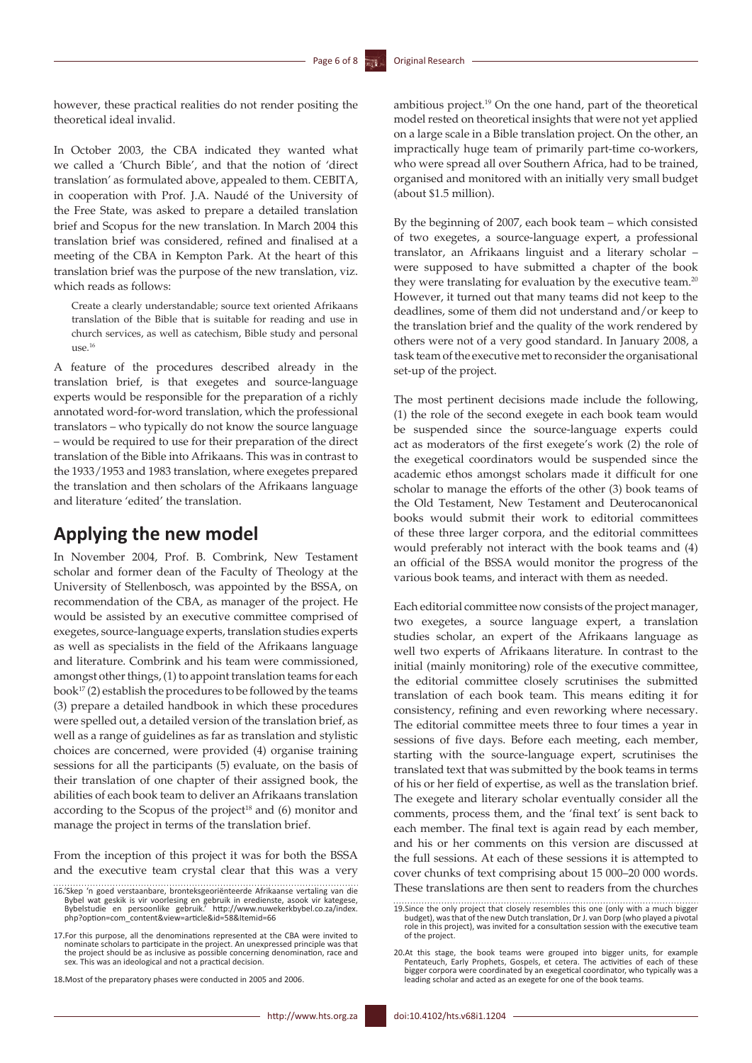however, these practical realities do not render positing the theoretical ideal invalid.

In October 2003, the CBA indicated they wanted what we called a 'Church Bible', and that the notion of 'direct translation' as formulated above, appealed to them. CEBITA, in cooperation with Prof. J.A. Naudé of the University of the Free State, was asked to prepare a detailed translation brief and Scopus for the new translation. In March 2004 this translation brief was considered, refined and finalised at a meeting of the CBA in Kempton Park. At the heart of this translation brief was the purpose of the new translation, viz. which reads as follows:

> Create a clearly understandable; source text oriented Afrikaans translation of the Bible that is suitable for reading and use in church services, as well as catechism, Bible study and personal use.[16]

A feature of the procedures described already in the translation brief, is that exegetes and source-language experts would be responsible for the preparation of a richly annotated word-for-word translation, which the professional translators – who typically do not know the source language – would be required to use for their preparation of the direct translation of the Bible into Afrikaans. This was in contrast to the 1933/1953 and 1983 translation, where exegetes prepared the translation and then scholars of the Afrikaans language and literature 'edited' the translation.

## Applying the new model

In November 2004, Prof. B. Combrink, New Testament scholar and former dean of the Faculty of Theology at the University of Stellenbosch, was appointed by the BSSA, on recommendation of the CBA, as manager of the project. He would be assisted by an executive committee comprised of exegetes, source-language experts, translation studies experts as well as specialists in the field of the Afrikaans language and literature. Combrink and his team were commissioned, amongst other things, (1) to appoint translation teams for each book[17] (2) establish the procedures to be followed by the teams (3) prepare a detailed handbook in which these procedures were spelled out, a detailed version of the translation brief, as well as a range of guidelines as far as translation and stylistic choices are concerned, were provided (4) organise training sessions for all the participants (5) evaluate, on the basis of their translation of one chapter of their assigned book, the abilities of each book team to deliver an Afrikaans translation according to the Scopus of the project[18] and (6) monitor and manage the project in terms of the translation brief.

From the inception of this project it was for both the BSSA and the executive team crystal clear that this was a very ambitious project.[19] On the one hand, part of the theoretical model rested on theoretical insights that were not yet applied on a large scale in a Bible translation project. On the other, an impractically huge team of primarily part-time co-workers, who were spread all over Southern Africa, had to be trained, organised and monitored with an initially very small budget (about $1.5 million).

By the beginning of 2007, each book team – which consisted of two exegetes, a source-language expert, a professional translator, an Afrikaans linguist and a literary scholar – were supposed to have submitted a chapter of the book they were translating for evaluation by the executive team.[20] However, it turned out that many teams did not keep to the deadlines, some of them did not understand and/or keep to the translation brief and the quality of the work rendered by others were not of a very good standard. In January 2008, a task team of the executive met to reconsider the organisational set-up of the project.

The most pertinent decisions made include the following, (1) the role of the second exegete in each book team would be suspended since the source-language experts could act as moderators of the first exegete's work (2) the role of the exegetical coordinators would be suspended since the academic ethos amongst scholars made it difficult for one scholar to manage the efforts of the other (3) book teams of the Old Testament, New Testament and Deuterocanonical books would submit their work to editorial committees of these three larger corpora, and the editorial committees would preferably not interact with the book teams and (4) an official of the BSSA would monitor the progress of the various book teams, and interact with them as needed.

Each editorial committee now consists of the project manager, two exegetes, a source language expert, a translation studies scholar, an expert of the Afrikaans language as well two experts of Afrikaans literature. In contrast to the initial (mainly monitoring) role of the executive committee, the editorial committee closely scrutinises the submitted translation of each book team. This means editing it for consistency, refining and even reworking where necessary. The editorial committee meets three to four times a year in sessions of five days. Before each meeting, each member, starting with the source-language expert, scrutinises the translated text that was submitted by the book teams in terms of his or her field of expertise, as well as the translation brief. The exegete and literary scholar eventually consider all the comments, process them, and the 'final text' is sent back to each member. The final text is again read by each member, and his or her comments on this version are discussed at the full sessions. At each of these sessions it is attempted to cover chunks of text comprising about 15 000–20 000 words. These translations are then sent to readers from the churches

---

16. 'Skep 'n goed verstaanbare, bronteksgeoriënteerde Afrikaanse vertaling van die Bybel wat geskik is vir voorlesing en gebruik in eredienste, asook vir kategese, Bybelstudie en persoonlike gebruik.' http://www.nuwekerkbybel.co.za/index.php?option=com_content&view=article&id=58&Itemid=66

17. For this purpose, all the denominations represented at the CBA were invited to nominate scholars to participate in the project. An unexpressed principle was that the project should be as inclusive as possible concerning denomination, race and sex. This was an ideological and not a practical decision.

18. Most of the preparatory phases were conducted in 2005 and 2006.

19. Since the only project that closely resembles this one (only with a much bigger budget), was that of the new Dutch translation, Dr J. van Dorp (who played a pivotal role in this project), was invited for a consultation session with the executive team of the project.

20. At this stage, the book teams were grouped into bigger units, for example Pentateuch, Early Prophets, Gospels, et cetera. The activities of each of these bigger corpora were coordinated by an exegetical coordinator, who typically was a leading scholar and acted as an exegete for one of the book teams.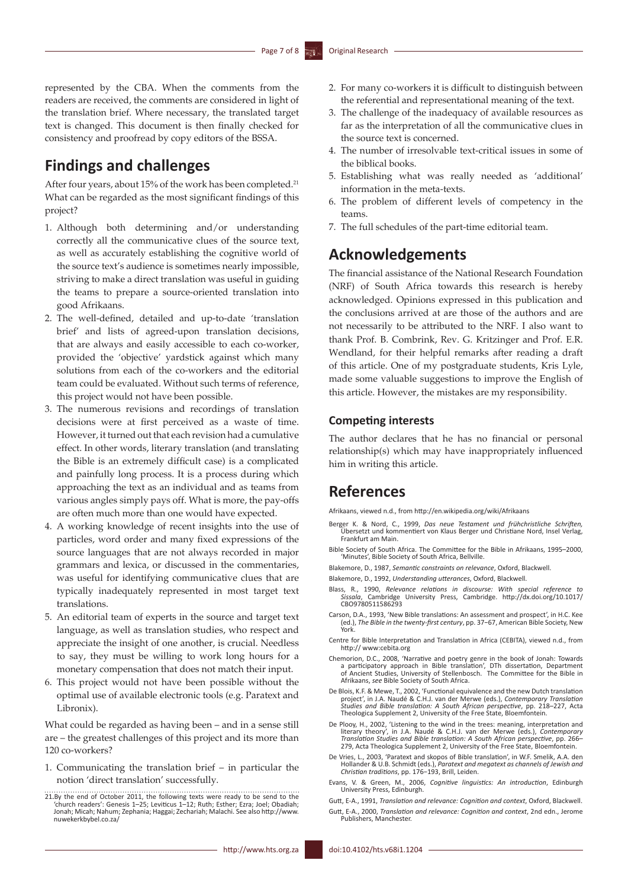represented by the CBA. When the comments from the readers are received, the comments are considered in light of the translation brief. Where necessary, the translated target text is changed. This document is then finally checked for consistency and proofread by copy editors of the BSSA.

## Findings and challenges

After four years, about 15% of the work has been completed.[21] What can be regarded as the most significant findings of this project?

1. Although both determining and/or understanding correctly all the communicative clues of the source text, as well as accurately establishing the cognitive world of the source text's audience is sometimes nearly impossible, striving to make a direct translation was useful in guiding the teams to prepare a source-oriented translation into good Afrikaans.
2. The well-defined, detailed and up-to-date 'translation brief' and lists of agreed-upon translation decisions, that are always and easily accessible to each co-worker, provided the 'objective' yardstick against which many solutions from each of the co-workers and the editorial team could be evaluated. Without such terms of reference, this project would not have been possible.
3. The numerous revisions and recordings of translation decisions were at first perceived as a waste of time. However, it turned out that each revision had a cumulative effect. In other words, literary translation (and translating the Bible is an extremely difficult case) is a complicated and painfully long process. It is a process during which approaching the text as an individual and as teams from various angles simply pays off. What is more, the pay-offs are often much more than one would have expected.
4. A working knowledge of recent insights into the use of particles, word order and many fixed expressions of the source languages that are not always recorded in major grammars and lexica, or discussed in the commentaries, was useful for identifying communicative clues that are typically inadequately represented in most target text translations.
5. An editorial team of experts in the source and target text language, as well as translation studies, who respect and appreciate the insight of one another, is crucial. Needless to say, they must be willing to work long hours for a monetary compensation that does not match their input.
6. This project would not have been possible without the optimal use of available electronic tools (e.g. Paratext and Libronix).

What could be regarded as having been – and in a sense still are – the greatest challenges of this project and its more than 120 co-workers?

1. Communicating the translation brief – in particular the notion 'direct translation' successfully.
2. For many co-workers it is difficult to distinguish between the referential and representational meaning of the text.
3. The challenge of the inadequacy of available resources as far as the interpretation of all the communicative clues in the source text is concerned.
4. The number of irresolvable text-critical issues in some of the biblical books.
5. Establishing what was really needed as 'additional' information in the meta-texts.
6. The problem of different levels of competency in the teams.
7. The full schedules of the part-time editorial team.

[21] By the end of October 2011, the following texts were ready to be send to the 'church readers': Genesis 1–25; Leviticus 1–12; Ruth; Esther; Ezra; Joel; Obadiah; Jonah; Micah; Nahum; Zephania; Haggai; Zechariah; Malachi. See also http://www.nuwekerkbybel.co.za/

## Acknowledgements

The financial assistance of the National Research Foundation (NRF) of South Africa towards this research is hereby acknowledged. Opinions expressed in this publication and the conclusions arrived at are those of the authors and are not necessarily to be attributed to the NRF. I also want to thank Prof. B. Combrink, Rev. G. Kritzinger and Prof. E.R. Wendland, for their helpful remarks after reading a draft of this article. One of my postgraduate students, Kris Lyle, made some valuable suggestions to improve the English of this article. However, the mistakes are my responsibility.

### Competing interests

The author declares that he has no financial or personal relationship(s) which may have inappropriately influenced him in writing this article.

## References

Afrikaans, viewed n.d., from http://en.wikipedia.org/wiki/Afrikaans

Berger K. & Nord, C., 1999, *Das neue Testament und frühchristliche Schriften,* Übersetzt und kommentiert von Klaus Berger und Christiane Nord, Insel Verlag, Frankfurt am Main.

Bible Society of South Africa. The Committee for the Bible in Afrikaans, 1995–2000, 'Minutes', Bible Society of South Africa, Bellville.

Blakemore, D., 1987, *Semantic constraints on relevance*, Oxford, Blackwell.

Blakemore, D., 1992, *Understanding utterances*, Oxford, Blackwell.

Blass, R., 1990, *Relevance relations in discourse: With special reference to Sissala*, Cambridge University Press, Cambridge. http://dx.doi.org/10.1017/CBO9780511586293

Carson, D.A., 1993, 'New Bible translations: An assessment and prospect', in H.C. Kee (ed.), *The Bible in the twenty-first century*, pp. 37–67, American Bible Society, New York.

Centre for Bible Interpretation and Translation in Africa (CEBITA), viewed n.d., from http:// www:cebita.org

Chemorion, D.C., 2008, 'Narrative and poetry genre in the book of Jonah: Towards a participatory approach in Bible translation', DTh dissertation, Department of Ancient Studies, University of Stellenbosch. The Committee for the Bible in Afrikaans, *see* Bible Society of South Africa.

De Blois, K.F. & Mewe, T., 2002, 'Functional equivalence and the new Dutch translation project', in J.A. Naudé & C.H.J. van der Merwe (eds.), *Contemporary Translation Studies and Bible translation: A South African perspective*, pp. 218–227, Acta Theologica Supplement 2, University of the Free State, Bloemfontein.

De Plooy, H., 2002, 'Listening to the wind in the trees: meaning, interpretation and literary theory', in J.A. Naudé & C.H.J. van der Merwe (eds.), *Contemporary Translation Studies and Bible translation: A South African perspective*, pp. 266–279, Acta Theologica Supplement 2, University of the Free State, Bloemfontein.

De Vries, L., 2003, 'Paratext and skopos of Bible translation', in W.F. Smelik, A.A. den Hollander & U.B. Schmidt (eds.), *Paratext and megatext as channels of Jewish and Christian traditions*, pp. 176–193, Brill, Leiden.

Evans, V. & Green, M., 2006, *Cognitive linguistics: An introduction*, Edinburgh University Press, Edinburgh.

Gutt, E-A., 1991, *Translation and relevance: Cognition and context*, Oxford, Blackwell.

Gutt, E-A., 2000, *Translation and relevance: Cognition and context*, 2nd edn., Jerome Publishers, Manchester.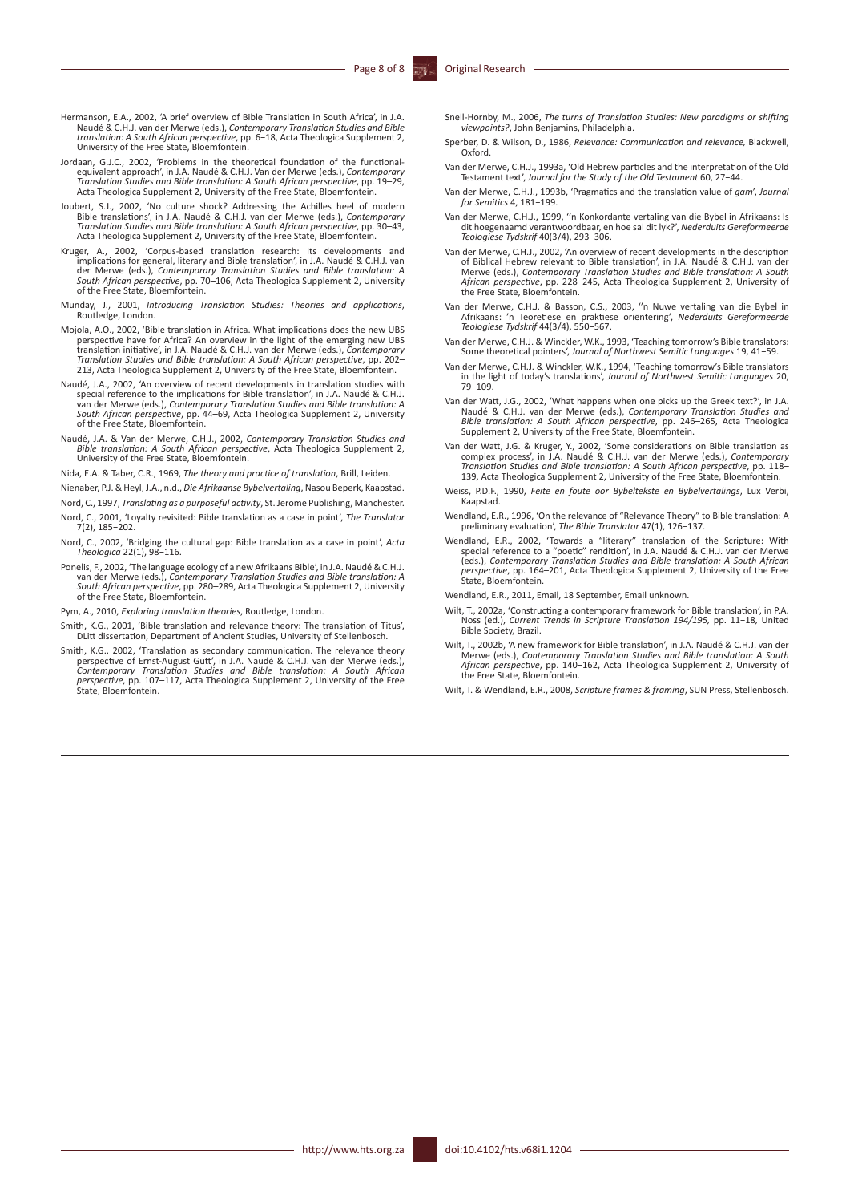Hermanson, E.A., 2002, 'A brief overview of Bible Translation in South Africa', in J.A. Naudé & C.H.J. van der Merwe (eds.), *Contemporary Translation Studies and Bible translation: A South African perspective*, pp. 6–18, Acta Theologica Supplement 2, University of the Free State, Bloemfontein.

Jordaan, G.J.C., 2002, 'Problems in the theoretical foundation of the functional-equivalent approach', in J.A. Naudé & C.H.J. Van der Merwe (eds.), *Contemporary Translation Studies and Bible translation: A South African perspective*, pp. 19–29, Acta Theologica Supplement 2, University of the Free State, Bloemfontein.

Joubert, S.J., 2002, 'No culture shock? Addressing the Achilles heel of modern Bible translations', in J.A. Naudé & C.H.J. van der Merwe (eds.), *Contemporary Translation Studies and Bible translation: A South African perspective*, pp. 30–43, Acta Theologica Supplement 2, University of the Free State, Bloemfontein.

Kruger, A., 2002, 'Corpus-based translation research: Its developments and implications for general, literary and Bible translation', in J.A. Naudé & C.H.J. van der Merwe (eds.), *Contemporary Translation Studies and Bible translation: A South African perspective*, pp. 70–106, Acta Theologica Supplement 2, University of the Free State, Bloemfontein.

Munday, J., 2001, *Introducing Translation Studies: Theories and applications*, Routledge, London.

Mojola, A.O., 2002, 'Bible translation in Africa. What implications does the new UBS perspective have for Africa? An overview in the light of the emerging new UBS translation initiative', in J.A. Naudé & C.H.J. van der Merwe (eds.), *Contemporary Translation Studies and Bible translation: A South African perspective*, pp. 202–213, Acta Theologica Supplement 2, University of the Free State, Bloemfontein.

Naudé, J.A., 2002, 'An overview of recent developments in translation studies with special reference to the implications for Bible translation', in J.A. Naudé & C.H.J. van der Merwe (eds.), *Contemporary Translation Studies and Bible translation: A South African perspective*, pp. 44–69, Acta Theologica Supplement 2, University of the Free State, Bloemfontein.

Naudé, J.A. & Van der Merwe, C.H.J., 2002, *Contemporary Translation Studies and Bible translation: A South African perspective*, Acta Theologica Supplement 2, University of the Free State, Bloemfontein.

Nida, E.A. & Taber, C.R., 1969, *The theory and practice of translation*, Brill, Leiden.

Nienaber, P.J. & Heyl, J.A., n.d., *Die Afrikaanse Bybelvertaling*, Nasou Beperk, Kaapstad.

Nord, C., 1997, *Translating as a purposeful activity*, St. Jerome Publishing, Manchester.

Nord, C., 2001, 'Loyalty revisited: Bible translation as a case in point', *The Translator* 7(2), 185–202.

Nord, C., 2002, 'Bridging the cultural gap: Bible translation as a case in point', *Acta Theologica* 22(1), 98–116.

Ponelis, F., 2002, 'The language ecology of a new Afrikaans Bible', in J.A. Naudé & C.H.J. van der Merwe (eds.), *Contemporary Translation Studies and Bible translation: A South African perspective*, pp. 280–289, Acta Theologica Supplement 2, University of the Free State, Bloemfontein.

Pym, A., 2010, *Exploring translation theories*, Routledge, London.

Smith, K.G., 2001, 'Bible translation and relevance theory: The translation of Titus', DLitt dissertation, Department of Ancient Studies, University of Stellenbosch.

Smith, K.G., 2002, 'Translation as secondary communication. The relevance theory perspective of Ernst-August Gutt', in J.A. Naudé & C.H.J. van der Merwe (eds.), *Contemporary Translation Studies and Bible translation: A South African perspective*, pp. 107–117, Acta Theologica Supplement 2, University of the Free State, Bloemfontein.

Snell-Hornby, M., 2006, *The turns of Translation Studies: New paradigms or shifting viewpoints?*, John Benjamins, Philadelphia.

Sperber, D. & Wilson, D., 1986, *Relevance: Communication and relevance,* Blackwell, Oxford.

Van der Merwe, C.H.J., 1993a, 'Old Hebrew particles and the interpretation of the Old Testament text', *Journal for the Study of the Old Testament* 60, 27–44.

Van der Merwe, C.H.J., 1993b, 'Pragmatics and the translation value of *gam*', *Journal for Semitics* 4, 181–199.

Van der Merwe, C.H.J., 1999, ''n Konkordante vertaling van die Bybel in Afrikaans: Is dit hoegenaamd verantwoordbaar, en hoe sal dit lyk?', *Nederduits Gereformeerde Teologiese Tydskrif* 40(3/4), 293–306.

Van der Merwe, C.H.J., 2002, 'An overview of recent developments in the description of Biblical Hebrew relevant to Bible translation', in J.A. Naudé & C.H.J. van der Merwe (eds.), *Contemporary Translation Studies and Bible translation: A South African perspective*, pp. 228–245, Acta Theologica Supplement 2, University of the Free State, Bloemfontein.

Van der Merwe, C.H.J. & Basson, C.S., 2003, ''n Nuwe vertaling van die Bybel in Afrikaans: 'n Teoretiese en praktiese oriëntering', *Nederduits Gereformeerde Teologiese Tydskrif* 44(3/4), 550–567.

Van der Merwe, C.H.J. & Winckler, W.K., 1993, 'Teaching tomorrow's Bible translators: Some theoretical pointers', *Journal of Northwest Semitic Languages* 19, 41–59.

Van der Merwe, C.H.J. & Winckler, W.K., 1994, 'Teaching tomorrow's Bible translators in the light of today's translations', *Journal of Northwest Semitic Languages* 20, 79–109.

Van der Watt, J.G., 2002, 'What happens when one picks up the Greek text?', in J.A. Naudé & C.H.J. van der Merwe (eds.), *Contemporary Translation Studies and Bible translation: A South African perspective*, pp. 246–265, Acta Theologica Supplement 2, University of the Free State, Bloemfontein.

Van der Watt, J.G. & Kruger, Y., 2002, 'Some considerations on Bible translation as complex process', in J.A. Naudé & C.H.J. van der Merwe (eds.), *Contemporary Translation Studies and Bible translation: A South African perspective*, pp. 118–139, Acta Theologica Supplement 2, University of the Free State, Bloemfontein.

Weiss, P.D.F., 1990, *Feite en foute oor Bybeltekste en Bybelvertalings*, Lux Verbi, Kaapstad.

Wendland, E.R., 1996, 'On the relevance of "Relevance Theory" to Bible translation: A preliminary evaluation', *The Bible Translator* 47(1), 126–137.

Wendland, E.R., 2002, 'Towards a "literary" translation of the Scripture: With special reference to a "poetic" rendition', in J.A. Naudé & C.H.J. van der Merwe (eds.), *Contemporary Translation Studies and Bible translation: A South African perspective*, pp. 164–201, Acta Theologica Supplement 2, University of the Free State, Bloemfontein.

Wendland, E.R., 2011, Email, 18 September, Email unknown.

Wilt, T., 2002a, 'Constructing a contemporary framework for Bible translation', in P.A. Noss (ed.), *Current Trends in Scripture Translation 194/195,* pp. 11–18, United Bible Society, Brazil.

Wilt, T., 2002b, 'A new framework for Bible translation', in J.A. Naudé & C.H.J. van der Merwe (eds.), *Contemporary Translation Studies and Bible translation: A South African perspective*, pp. 140–162, Acta Theologica Supplement 2, University of the Free State, Bloemfontein.

Wilt, T. & Wendland, E.R., 2008, *Scripture frames & framing*, SUN Press, Stellenbosch.